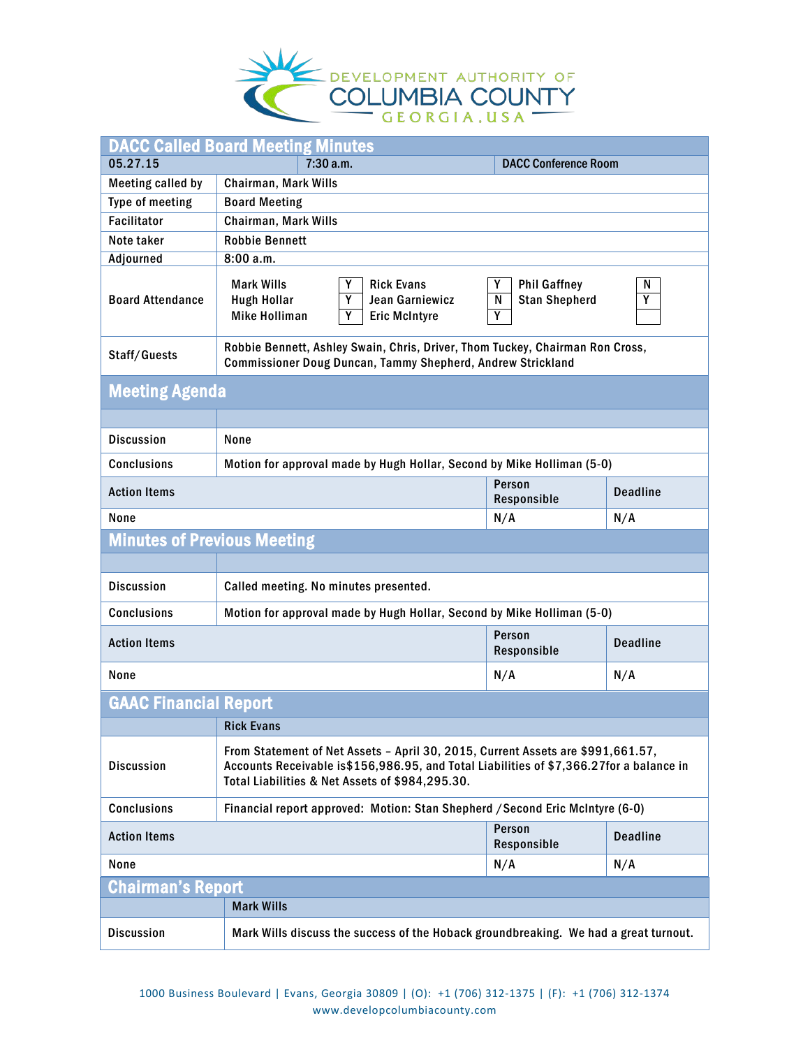DEVELOPMENT AUTHORITY OF
COLUMBIA COUNTY
GEORGIA.USA

# DACC Called Board Meeting Minutes

| 05.27.15 | 7:30 a.m. | DACC Conference Room |
|---|---|---|

| | |
|---|---|
| Meeting called by | Chairman, Mark Wills |
| Type of meeting | Board Meeting |
| Facilitator | Chairman, Mark Wills |
| Note taker | Robbie Bennett |
| Adjourned | 8:00 a.m. |

**Board Attendance**

| Name | | Name | | Name | |
|---|---|---|---|---|---|
| Mark Wills | Y | Rick Evans | Y | Phil Gaffney | N |
| Hugh Hollar | Y | Jean Garniewicz | N | Stan Shepherd | Y |
| Mike Holliman | Y | Eric McIntyre | Y | | |

**Staff/Guests:** Robbie Bennett, Ashley Swain, Chris, Driver, Thom Tuckey, Chairman Ron Cross, Commissioner Doug Duncan, Tammy Shepherd, Andrew Strickland

## Meeting Agenda

| | |
|---|---|
| Discussion | None |
| Conclusions | Motion for approval made by Hugh Hollar, Second by Mike Holliman (5-0) |

| Action Items | Person Responsible | Deadline |
|---|---|---|
| None | N/A | N/A |

## Minutes of Previous Meeting

| | |
|---|---|
| Discussion | Called meeting. No minutes presented. |
| Conclusions | Motion for approval made by Hugh Hollar, Second by Mike Holliman (5-0) |

| Action Items | Person Responsible | Deadline |
|---|---|---|
| None | N/A | N/A |

## GAAC Financial Report

| | Rick Evans |
|---|---|
| Discussion | From Statement of Net Assets – April 30, 2015, Current Assets are $991,661.57, Accounts Receivable is$156,986.95, and Total Liabilities of $7,366.27for a balance in Total Liabilities & Net Assets of $984,295.30. |
| Conclusions | Financial report approved: Motion: Stan Shepherd /Second Eric McIntyre (6-0) |

| Action Items | Person Responsible | Deadline |
|---|---|---|
| None | N/A | N/A |

## Chairman's Report

| | Mark Wills |
|---|---|
| Discussion | Mark Wills discuss the success of the Hoback groundbreaking. We had a great turnout. |

1000 Business Boulevard | Evans, Georgia 30809 | (O): +1 (706) 312-1375 | (F): +1 (706) 312-1374
www.developcolumbiacounty.com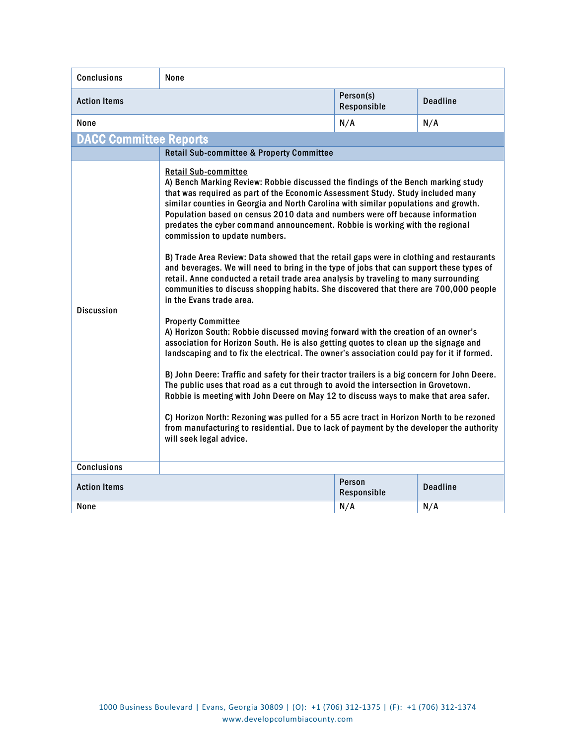| Conclusions | None | | |
|---|---|---|---|
| **Action Items** | | **Person(s) Responsible** | **Deadline** |
| None | | N/A | N/A |

## DACC Committee Reports

| | Retail Sub-committee & Property Committee | | |
|---|---|---|---|
| Discussion | <u>Retail Sub-committee</u><br>A) Bench Marking Review: Robbie discussed the findings of the Bench marking study that was required as part of the Economic Assessment Study. Study included many similar counties in Georgia and North Carolina with similar populations and growth. Population based on census 2010 data and numbers were off because information predates the cyber command announcement. Robbie is working with the regional commission to update numbers.<br><br>B) Trade Area Review: Data showed that the retail gaps were in clothing and restaurants and beverages. We will need to bring in the type of jobs that can support these types of retail. Anne conducted a retail trade area analysis by traveling to many surrounding communities to discuss shopping habits. She discovered that there are 700,000 people in the Evans trade area.<br><br><u>Property Committee</u><br>A) Horizon South: Robbie discussed moving forward with the creation of an owner's association for Horizon South. He is also getting quotes to clean up the signage and landscaping and to fix the electrical. The owner's association could pay for it if formed.<br><br>B) John Deere: Traffic and safety for their tractor trailers is a big concern for John Deere. The public uses that road as a cut through to avoid the intersection in Grovetown. Robbie is meeting with John Deere on May 12 to discuss ways to make that area safer.<br><br>C) Horizon North: Rezoning was pulled for a 55 acre tract in Horizon North to be rezoned from manufacturing to residential. Due to lack of payment by the developer the authority will seek legal advice. | | |
| Conclusions | | | |
| **Action Items** | | **Person Responsible** | **Deadline** |
| None | | N/A | N/A |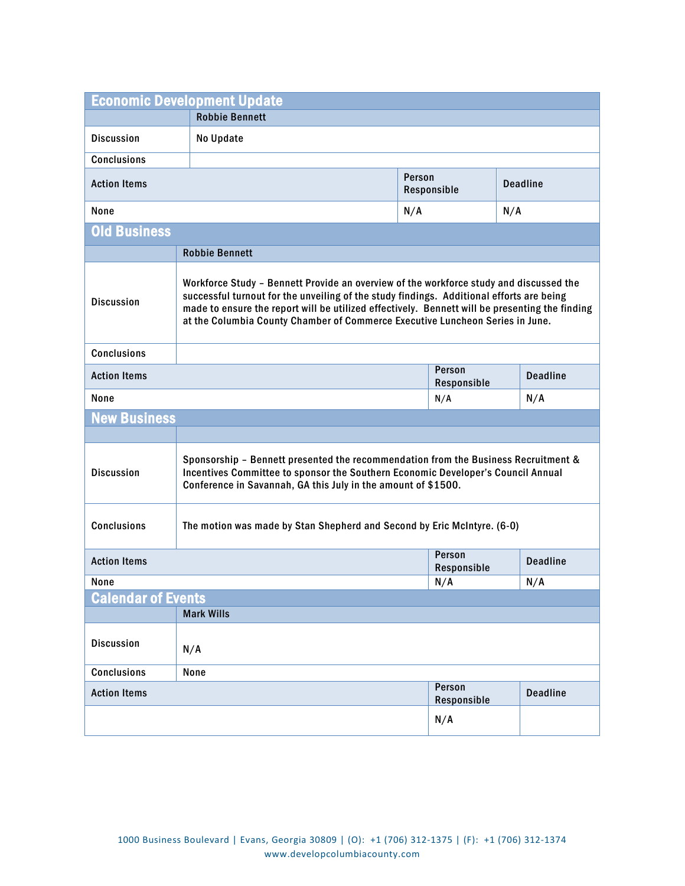## Economic Development Update

| | Robbie Bennett | | |
|---|---|---|---|
| Discussion | No Update | | |
| Conclusions | | | |
| Action Items | | Person Responsible | Deadline |
| None | | N/A | N/A |

## Old Business

| | Robbie Bennett | | |
|---|---|---|---|
| Discussion | Workforce Study – Bennett Provide an overview of the workforce study and discussed the successful turnout for the unveiling of the study findings. Additional efforts are being made to ensure the report will be utilized effectively. Bennett will be presenting the finding at the Columbia County Chamber of Commerce Executive Luncheon Series in June. | | |
| Conclusions | | | |
| Action Items | | Person Responsible | Deadline |
| None | | N/A | N/A |

## New Business

| | | | |
|---|---|---|---|
| Discussion | Sponsorship – Bennett presented the recommendation from the Business Recruitment & Incentives Committee to sponsor the Southern Economic Developer's Council Annual Conference in Savannah, GA this July in the amount of $1500. | | |
| Conclusions | The motion was made by Stan Shepherd and Second by Eric McIntyre. (6-0) | | |
| Action Items | | Person Responsible | Deadline |
| None | | N/A | N/A |

## Calendar of Events

| | Mark Wills | | |
|---|---|---|---|
| Discussion | N/A | | |
| Conclusions | None | | |
| Action Items | | Person Responsible | Deadline |
| | | N/A | |

1000 Business Boulevard | Evans, Georgia 30809 | (O): +1 (706) 312-1375 | (F): +1 (706) 312-1374
www.developcolumbiacounty.com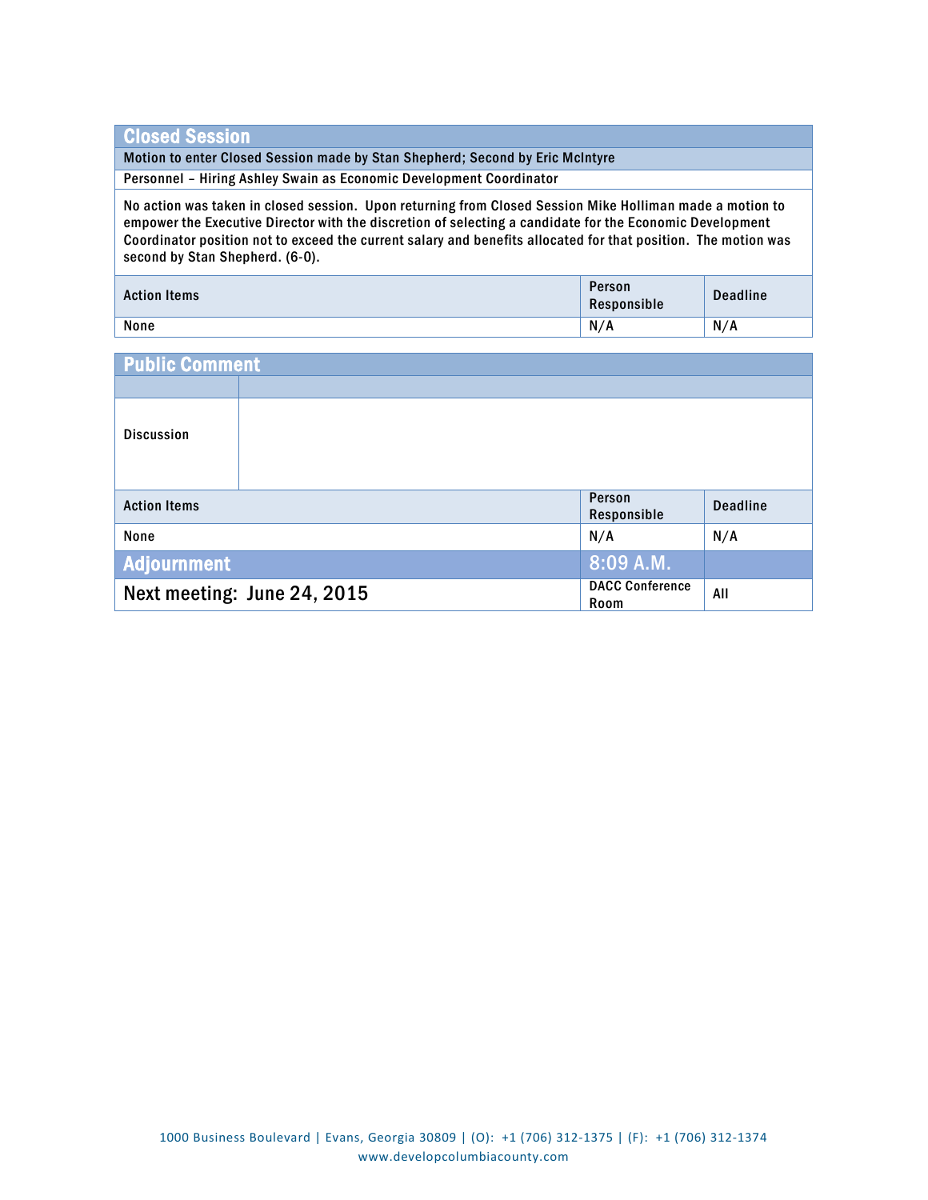## Closed Session

**Motion to enter Closed Session made by Stan Shepherd; Second by Eric McIntyre**

**Personnel – Hiring Ashley Swain as Economic Development Coordinator**

No action was taken in closed session. Upon returning from Closed Session Mike Holliman made a motion to empower the Executive Director with the discretion of selecting a candidate for the Economic Development Coordinator position not to exceed the current salary and benefits allocated for that position. The motion was second by Stan Shepherd. (6-0).

| Action Items | Person Responsible | Deadline |
|---|---|---|
| None | N/A | N/A |

## Public Comment

| | |
|---|---|
| Discussion | |

| Action Items | Person Responsible | Deadline |
|---|---|---|
| None | N/A | N/A |

| **Adjournment** | 8:09 A.M. | |
|---|---|---|
| Next meeting: June 24, 2015 | DACC Conference Room | All |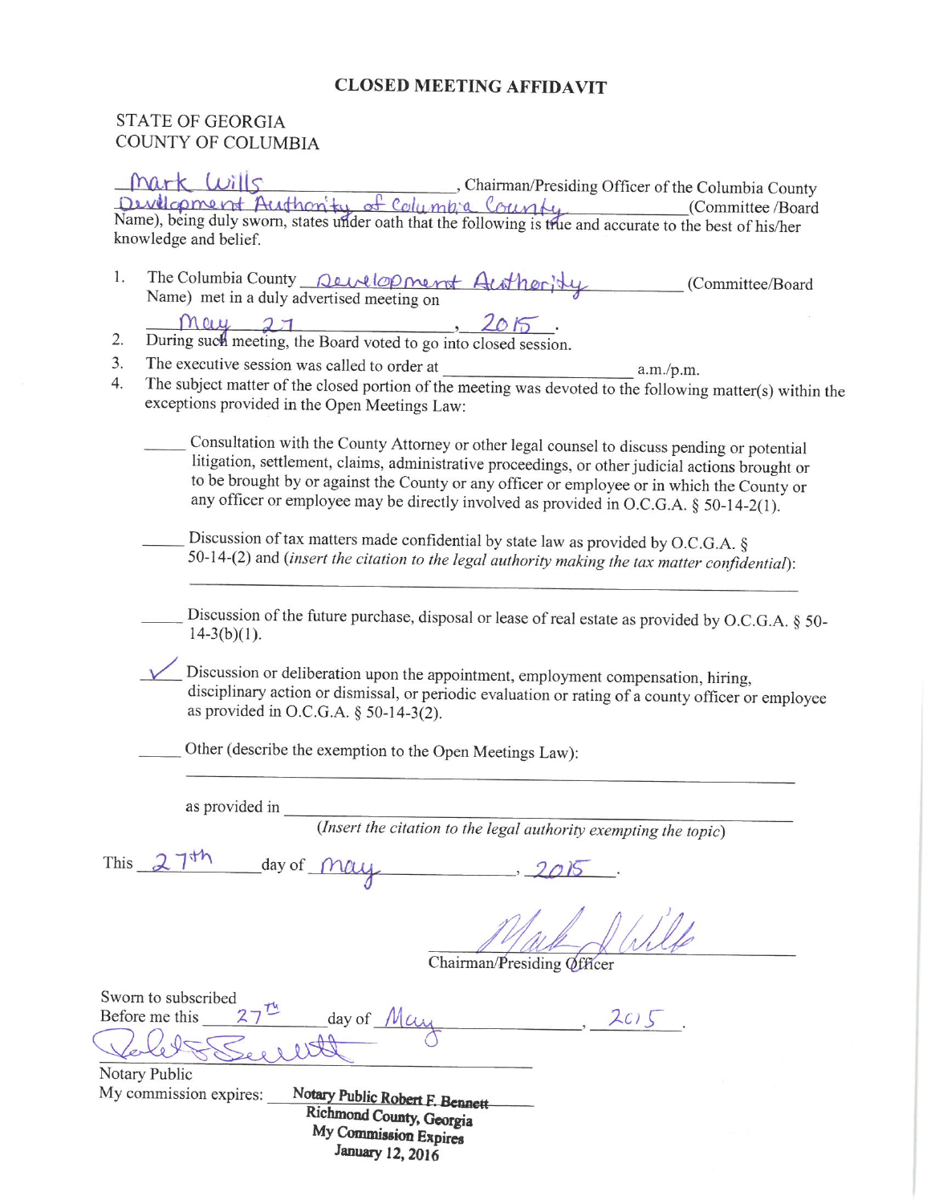# CLOSED MEETING AFFIDAVIT

STATE OF GEORGIA
COUNTY OF COLUMBIA

Mark Wills, Chairman/Presiding Officer of the Columbia County Development Authority of Columbia County (Committee /Board Name), being duly sworn, states under oath that the following is true and accurate to the best of his/her knowledge and belief.

1. The Columbia County Development Authority (Committee/Board Name) met in a duly advertised meeting on May 27, 2015.
2. During such meeting, the Board voted to go into closed session.
3. The executive session was called to order at ____________ a.m./p.m.
4. The subject matter of the closed portion of the meeting was devoted to the following matter(s) within the exceptions provided in the Open Meetings Law:

_____ Consultation with the County Attorney or other legal counsel to discuss pending or potential litigation, settlement, claims, administrative proceedings, or other judicial actions brought or to be brought by or against the County or any officer or employee or in which the County or any officer or employee may be directly involved as provided in O.C.G.A. § 50-14-2(1).

_____ Discussion of tax matters made confidential by state law as provided by O.C.G.A. § 50-14-(2) and (*insert the citation to the legal authority making the tax matter confidential*):

_______________________________________________

_____ Discussion of the future purchase, disposal or lease of real estate as provided by O.C.G.A. § 50-14-3(b)(1).

✓ Discussion or deliberation upon the appointment, employment compensation, hiring, disciplinary action or dismissal, or periodic evaluation or rating of a county officer or employee as provided in O.C.G.A. § 50-14-3(2).

_____ Other (describe the exemption to the Open Meetings Law):

_______________________________________________

as provided in _______________________________________________
(*Insert the citation to the legal authority exempting the topic*)

This 27th day of May, 2015.

[Signature]
Chairman/Presiding Officer

Sworn to subscribed
Before me this 27th day of May, 2015.

[Signature]
Notary Public
My commission expires: Notary Public Robert F. Bennett
Richmond County, Georgia
My Commission Expires
January 12, 2016